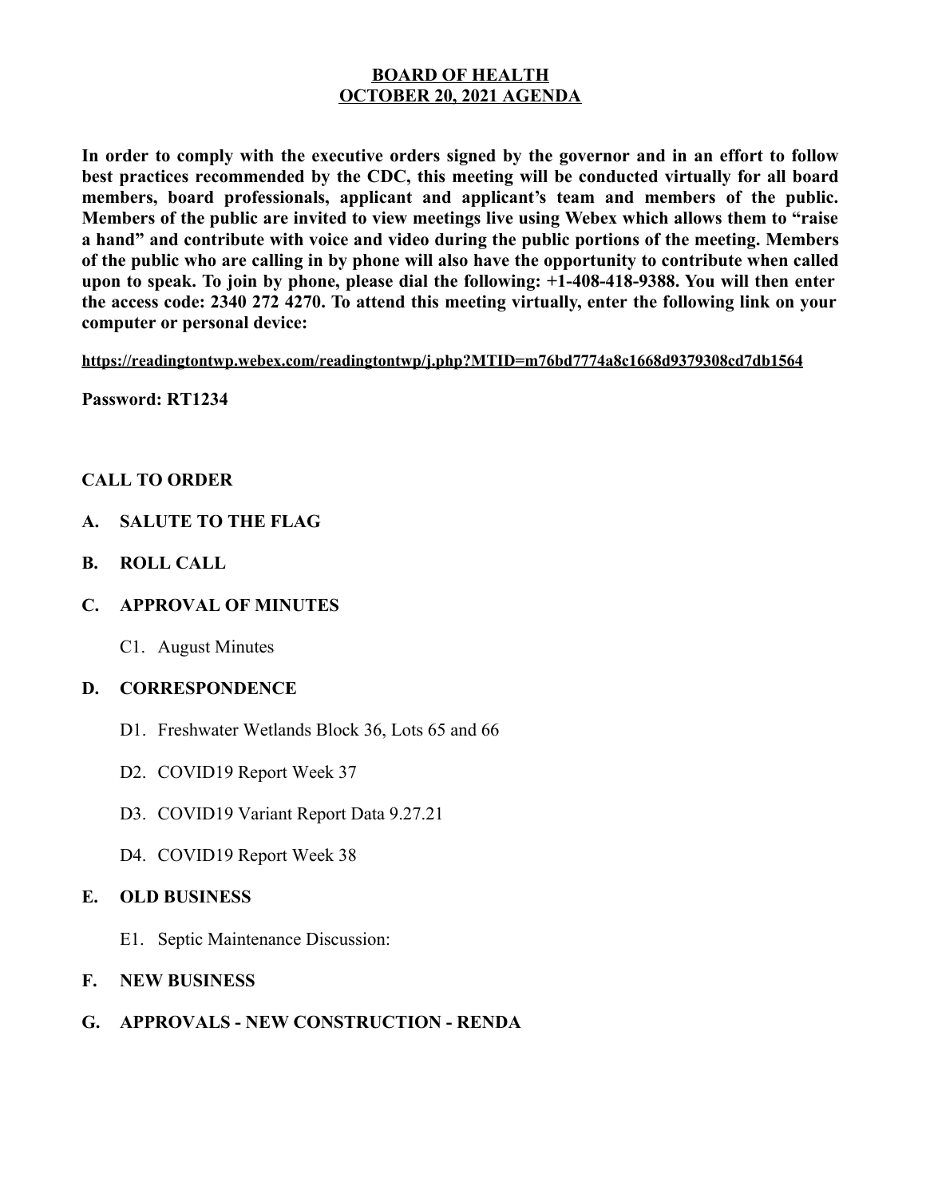# BOARD OF HEALTH
## OCTOBER 20, 2021 AGENDA

**In order to comply with the executive orders signed by the governor and in an effort to follow best practices recommended by the CDC, this meeting will be conducted virtually for all board members, board professionals, applicant and applicant's team and members of the public. Members of the public are invited to view meetings live using Webex which allows them to "raise a hand" and contribute with voice and video during the public portions of the meeting. Members of the public who are calling in by phone will also have the opportunity to contribute when called upon to speak. To join by phone, please dial the following: +1-408-418-9388. You will then enter the access code: 2340 272 4270. To attend this meeting virtually, enter the following link on your computer or personal device:**

**https://readingtontwp.webex.com/readingtontwp/j.php?MTID=m76bd7774a8c1668d9379308cd7db1564**

**Password: RT1234**

**CALL TO ORDER**

**A. SALUTE TO THE FLAG**

**B. ROLL CALL**

**C. APPROVAL OF MINUTES**

C1. August Minutes

**D. CORRESPONDENCE**

D1. Freshwater Wetlands Block 36, Lots 65 and 66

D2. COVID19 Report Week 37

D3. COVID19 Variant Report Data 9.27.21

D4. COVID19 Report Week 38

**E. OLD BUSINESS**

E1. Septic Maintenance Discussion:

**F. NEW BUSINESS**

**G. APPROVALS - NEW CONSTRUCTION - RENDA**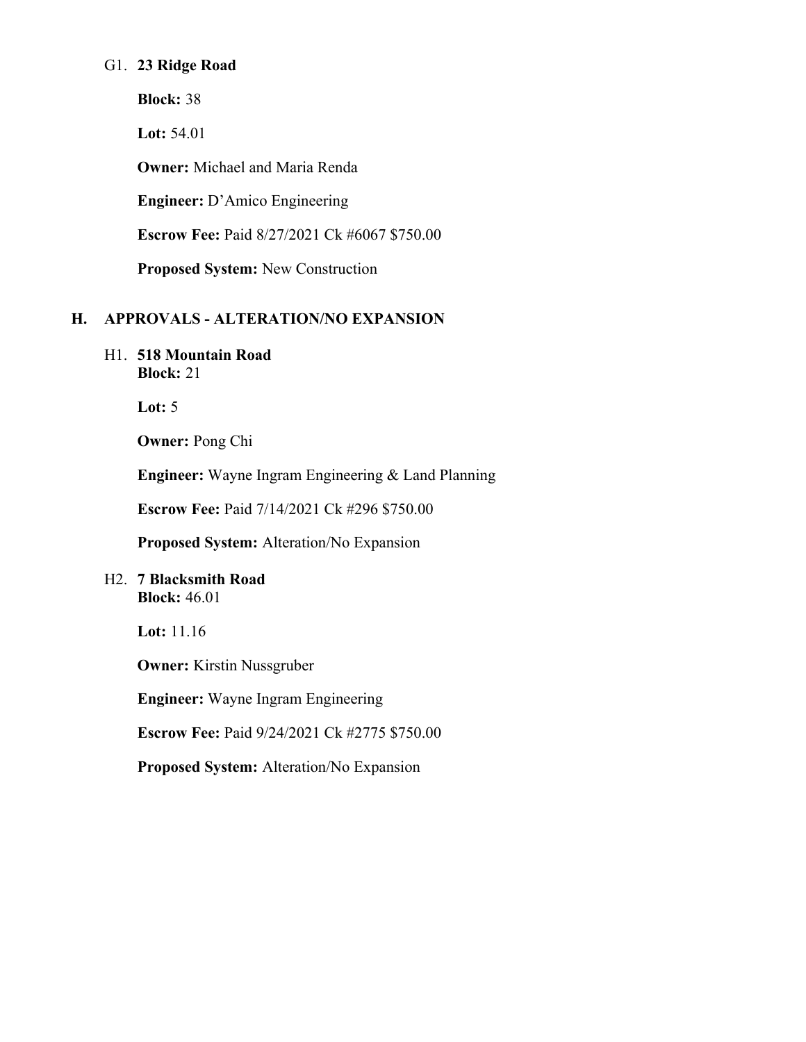G1. **23 Ridge Road**

**Block:** 38

**Lot:** 54.01

**Owner:** Michael and Maria Renda

**Engineer:** D'Amico Engineering

**Escrow Fee:** Paid 8/27/2021 Ck #6067 $750.00

**Proposed System:** New Construction

## H. APPROVALS - ALTERATION/NO EXPANSION

H1. **518 Mountain Road**
**Block:** 21

**Lot:** 5

**Owner:** Pong Chi

**Engineer:** Wayne Ingram Engineering & Land Planning

**Escrow Fee:** Paid 7/14/2021 Ck #296 $750.00

**Proposed System:** Alteration/No Expansion

H2. **7 Blacksmith Road**
**Block:** 46.01

**Lot:** 11.16

**Owner:** Kirstin Nussgruber

**Engineer:** Wayne Ingram Engineering

**Escrow Fee:** Paid 9/24/2021 Ck #2775 $750.00

**Proposed System:** Alteration/No Expansion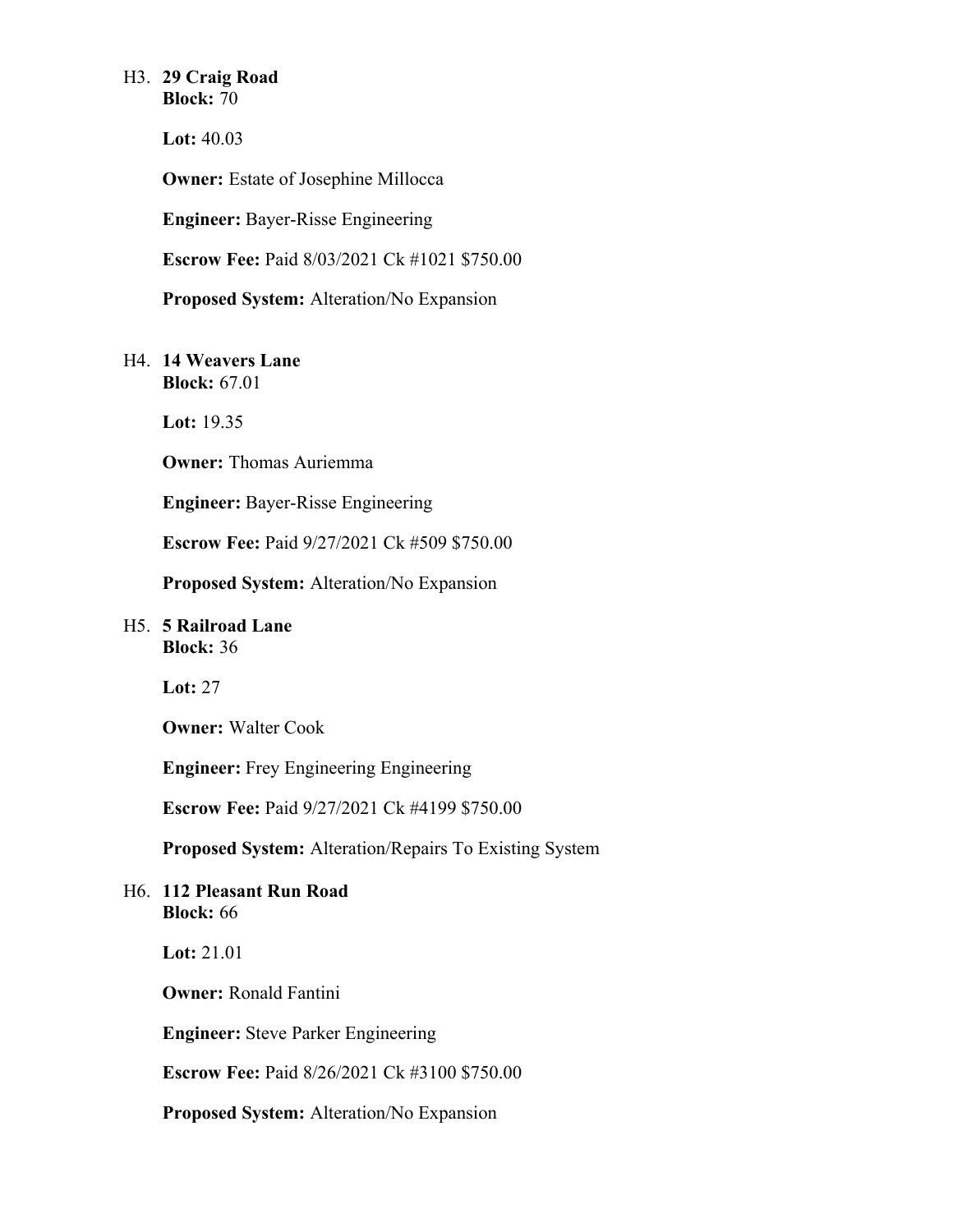H3. **29 Craig Road**
**Block:** 70

**Lot:** 40.03

**Owner:** Estate of Josephine Millocca

**Engineer:** Bayer-Risse Engineering

**Escrow Fee:** Paid 8/03/2021 Ck #1021 $750.00

**Proposed System:** Alteration/No Expansion

H4. **14 Weavers Lane**
**Block:** 67.01

**Lot:** 19.35

**Owner:** Thomas Auriemma

**Engineer:** Bayer-Risse Engineering

**Escrow Fee:** Paid 9/27/2021 Ck #509 $750.00

**Proposed System:** Alteration/No Expansion

H5. **5 Railroad Lane**
**Block:** 36

**Lot:** 27

**Owner:** Walter Cook

**Engineer:** Frey Engineering Engineering

**Escrow Fee:** Paid 9/27/2021 Ck #4199 $750.00

**Proposed System:** Alteration/Repairs To Existing System

H6. **112 Pleasant Run Road**
**Block:** 66

**Lot:** 21.01

**Owner:** Ronald Fantini

**Engineer:** Steve Parker Engineering

**Escrow Fee:** Paid 8/26/2021 Ck #3100 $750.00

**Proposed System:** Alteration/No Expansion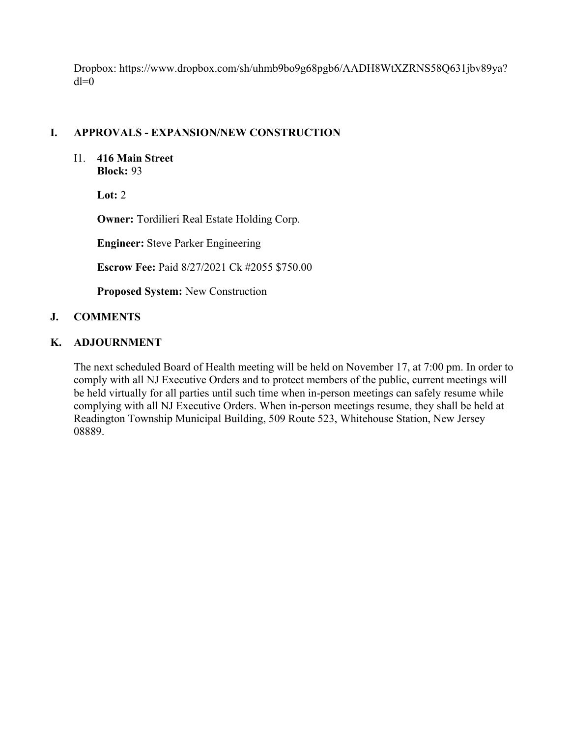Dropbox: https://www.dropbox.com/sh/uhmb9bo9g68pgb6/AADH8WtXZRNS58Q631jbv89ya?dl=0

## I. APPROVALS - EXPANSION/NEW CONSTRUCTION

I1. **416 Main Street**
**Block:** 93

**Lot:** 2

**Owner:** Tordilieri Real Estate Holding Corp.

**Engineer:** Steve Parker Engineering

**Escrow Fee:** Paid 8/27/2021 Ck #2055 $750.00

**Proposed System:** New Construction

## J. COMMENTS

## K. ADJOURNMENT

The next scheduled Board of Health meeting will be held on November 17, at 7:00 pm. In order to comply with all NJ Executive Orders and to protect members of the public, current meetings will be held virtually for all parties until such time when in-person meetings can safely resume while complying with all NJ Executive Orders. When in-person meetings resume, they shall be held at Readington Township Municipal Building, 509 Route 523, Whitehouse Station, New Jersey 08889.